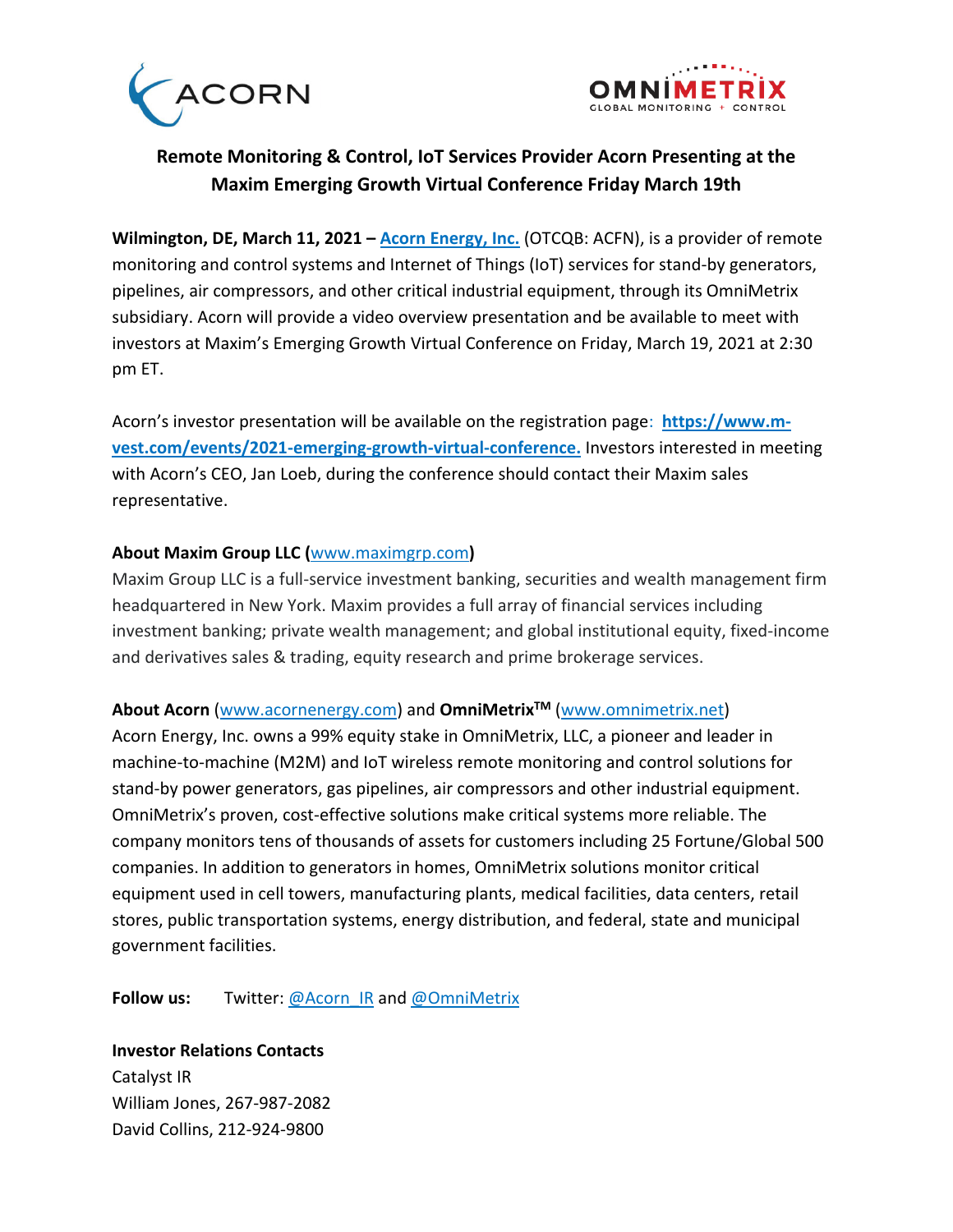# Remote Monitoring & Control, IoT Services Provider Acorn Presenting at the Maxim Emerging Growth Virtual Conference Friday March 19th

**Wilmington, DE, March 11, 2021 – [Acorn Energy, Inc.](https://www.acornenergy.com)** (OTCQB: ACFN), is a provider of remote monitoring and control systems and Internet of Things (IoT) services for stand-by generators, pipelines, air compressors, and other critical industrial equipment, through its OmniMetrix subsidiary. Acorn will provide a video overview presentation and be available to meet with investors at Maxim's Emerging Growth Virtual Conference on Friday, March 19, 2021 at 2:30 pm ET.

Acorn's investor presentation will be available on the registration page: **https://www.m-vest.com/events/2021-emerging-growth-virtual-conference.** Investors interested in meeting with Acorn's CEO, Jan Loeb, during the conference should contact their Maxim sales representative.

**About Maxim Group LLC (www.maximgrp.com)**

Maxim Group LLC is a full-service investment banking, securities and wealth management firm headquartered in New York. Maxim provides a full array of financial services including investment banking; private wealth management; and global institutional equity, fixed-income and derivatives sales & trading, equity research and prime brokerage services.

**About Acorn** (www.acornenergy.com) and **OmniMetrix<sup>TM</sup>** (www.omnimetrix.net)

Acorn Energy, Inc. owns a 99% equity stake in OmniMetrix, LLC, a pioneer and leader in machine-to-machine (M2M) and IoT wireless remote monitoring and control solutions for stand-by power generators, gas pipelines, air compressors and other industrial equipment. OmniMetrix's proven, cost-effective solutions make critical systems more reliable. The company monitors tens of thousands of assets for customers including 25 Fortune/Global 500 companies. In addition to generators in homes, OmniMetrix solutions monitor critical equipment used in cell towers, manufacturing plants, medical facilities, data centers, retail stores, public transportation systems, energy distribution, and federal, state and municipal government facilities.

**Follow us:** Twitter: @Acorn_IR and @OmniMetrix

**Investor Relations Contacts**

Catalyst IR

William Jones, 267-987-2082

David Collins, 212-924-9800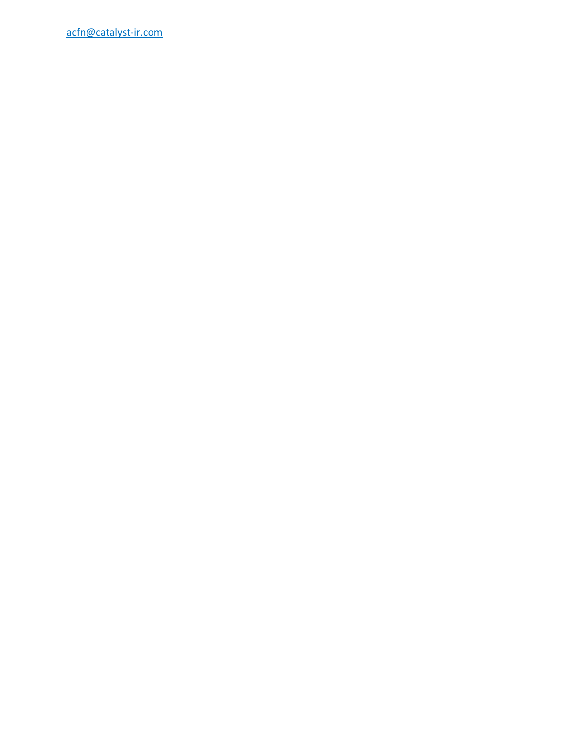acfn@catalyst-ir.com